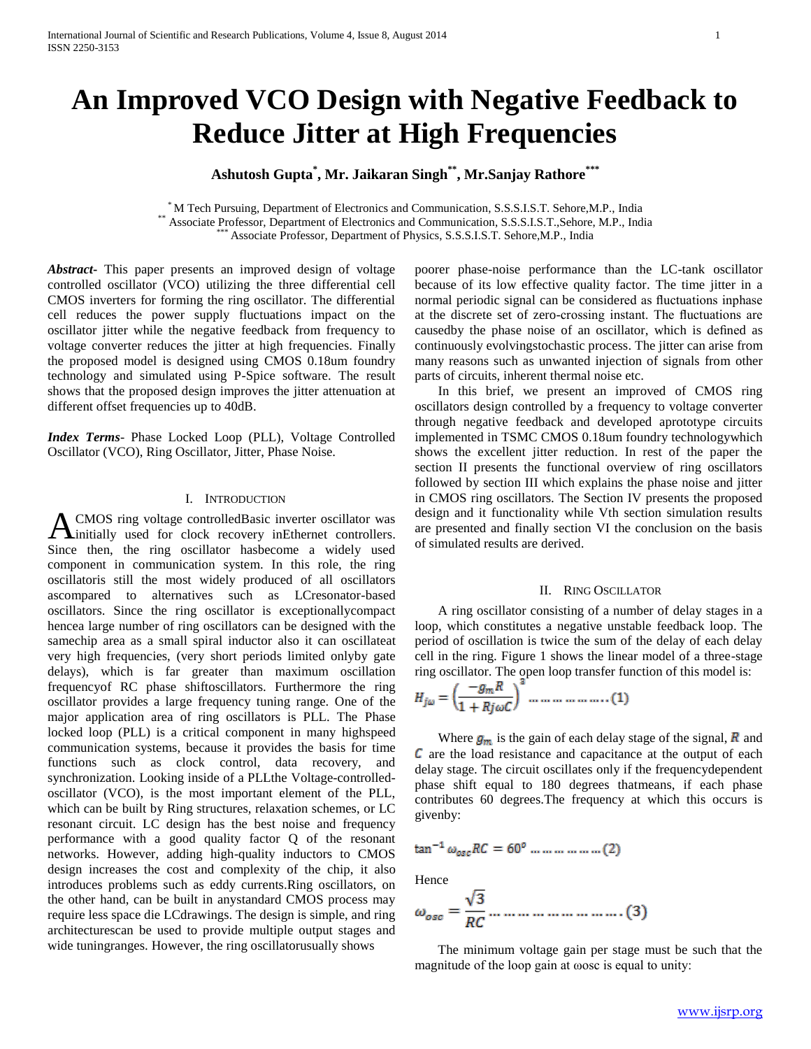# An Improved VCO Design with Negative Feedback to Reduce Jitter at High Frequencies

**Ashutosh Gupta[*], Mr. Jaikaran Singh[**], Mr.Sanjay Rathore[***]**

[*] M Tech Pursuing, Department of Electronics and Communication, S.S.S.I.S.T. Sehore,M.P., India
[**] Associate Professor, Department of Electronics and Communication, S.S.S.I.S.T.,Sehore, M.P., India
[***] Associate Professor, Department of Physics, S.S.S.I.S.T. Sehore,M.P., India

***Abstract***- This paper presents an improved design of voltage controlled oscillator (VCO) utilizing the three differential cell CMOS inverters for forming the ring oscillator. The differential cell reduces the power supply fluctuations impact on the oscillator jitter while the negative feedback from frequency to voltage converter reduces the jitter at high frequencies. Finally the proposed model is designed using CMOS 0.18um foundry technology and simulated using P-Spice software. The result shows that the proposed design improves the jitter attenuation at different offset frequencies up to 40dB.

***Index Terms***- Phase Locked Loop (PLL), Voltage Controlled Oscillator (VCO), Ring Oscillator, Jitter, Phase Noise.

## I. Introduction

A CMOS ring voltage controlledBasic inverter oscillator was initially used for clock recovery inEthernet controllers. Since then, the ring oscillator hasbecome a widely used component in communication system. In this role, the ring oscillatoris still the most widely produced of all oscillators ascompared to alternatives such as LCresonator-based oscillators. Since the ring oscillator is exceptionallycompact hencea large number of ring oscillators can be designed with the samechip area as a small spiral inductor also it can oscillateat very high frequencies, (very short periods limited onlyby gate delays), which is far greater than maximum oscillation frequencyof RC phase shiftoscillators. Furthermore the ring oscillator provides a large frequency tuning range. One of the major application area of ring oscillators is PLL. The Phase locked loop (PLL) is a critical component in many highspeed communication systems, because it provides the basis for time functions such as clock control, data recovery, and synchronization. Looking inside of a PLLthe Voltage-controlled-oscillator (VCO), is the most important element of the PLL, which can be built by Ring structures, relaxation schemes, or LC resonant circuit. LC design has the best noise and frequency performance with a good quality factor Q of the resonant networks. However, adding high-quality inductors to CMOS design increases the cost and complexity of the chip, it also introduces problems such as eddy currents.Ring oscillators, on the other hand, can be built in anystandard CMOS process may require less space die LCdrawings. The design is simple, and ring architecturescan be used to provide multiple output stages and wide tuningranges. However, the ring oscillatorusually shows poorer phase-noise performance than the LC-tank oscillator because of its low effective quality factor. The time jitter in a normal periodic signal can be considered as fluctuations inphase at the discrete set of zero-crossing instant. The fluctuations are causedby the phase noise of an oscillator, which is defined as continuously evolvingstochastic process. The jitter can arise from many reasons such as unwanted injection of signals from other parts of circuits, inherent thermal noise etc.

In this brief, we present an improved of CMOS ring oscillators design controlled by a frequency to voltage converter through negative feedback and developed aprototype circuits implemented in TSMC CMOS 0.18um foundry technologywhich shows the excellent jitter reduction. In rest of the paper the section II presents the functional overview of ring oscillators followed by section III which explains the phase noise and jitter in CMOS ring oscillators. The Section IV presents the proposed design and it functionality while Vth section simulation results are presented and finally section VI the conclusion on the basis of simulated results are derived.

## II. Ring Oscillator

A ring oscillator consisting of a number of delay stages in a loop, which constitutes a negative unstable feedback loop. The period of oscillation is twice the sum of the delay of each delay cell in the ring. Figure 1 shows the linear model of a three-stage ring oscillator. The open loop transfer function of this model is:

$$H_{j\omega} = \left(\frac{-g_m R}{1 + Rj\omega C}\right)^3 \dots\dots\dots\dots\dots (1)$$

Where $g_m$ is the gain of each delay stage of the signal, $R$ and $C$ are the load resistance and capacitance at the output of each delay stage. The circuit oscillates only if the frequencydependent phase shift equal to 180 degrees thatmeans, if each phase contributes 60 degrees.The frequency at which this occurs is givenby:

$$\tan^{-1} \omega_{osc} RC = 60^0 \dots\dots\dots\dots\dots (2)$$

Hence

$$\omega_{osc} = \frac{\sqrt{3}}{RC} \dots\dots\dots\dots\dots\dots\dots (3)$$

The minimum voltage gain per stage must be such that the magnitude of the loop gain at ωosc is equal to unity: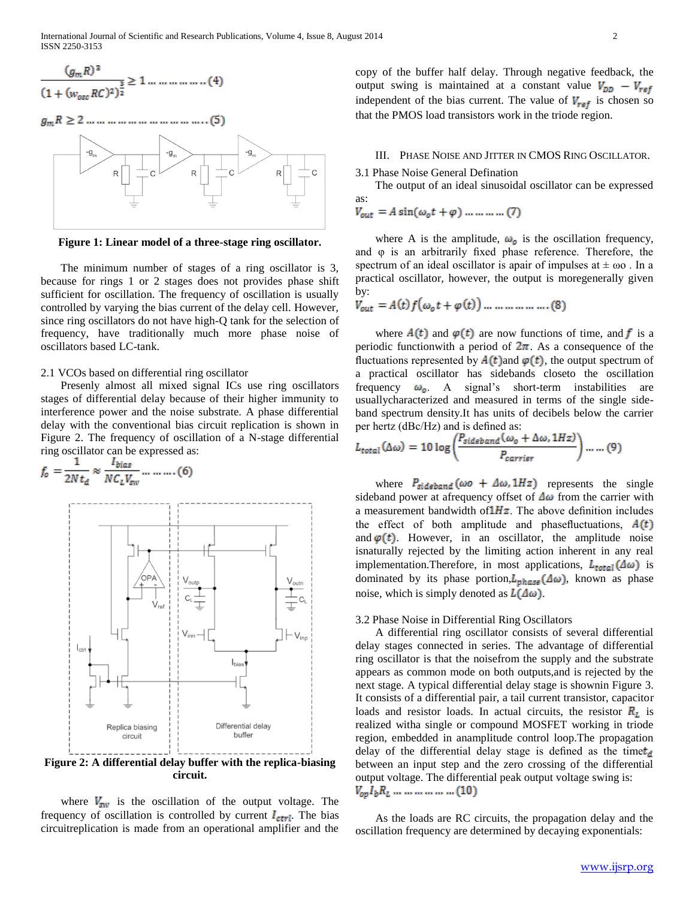$$\frac{(g_m R)^3}{(1+(w_{osc}RC)^2)^{\frac{3}{2}}} \geq 1 \ldots\ldots\ldots\ldots(4)$$

$$g_m R \geq 2 \ldots\ldots\ldots\ldots\ldots\ldots(5)$$

**Figure 1: Linear model of a three-stage ring oscillator.**

The minimum number of stages of a ring oscillator is 3, because for rings 1 or 2 stages does not provides phase shift sufficient for oscillation. The frequency of oscillation is usually controlled by varying the bias current of the delay cell. However, since ring oscillators do not have high-Q tank for the selection of frequency, have traditionally much more phase noise of oscillators based LC-tank.

2.1 VCOs based on differential ring oscillator

Presenly almost all mixed signal ICs use ring oscillators stages of differential delay because of their higher immunity to interference power and the noise substrate. A phase differential delay with the conventional bias circuit replication is shown in Figure 2. The frequency of oscillation of a N-stage differential ring oscillator can be expressed as:

$$f_o = \frac{1}{2Nt_d} \approx \frac{I_{bias}}{NC_L V_{sw}} \ldots\ldots(6)$$

**Figure 2: A differential delay buffer with the replica-biasing circuit.**

where $V_{sw}$ is the oscillation of the output voltage. The frequency of oscillation is controlled by current $I_{ctrl}$. The bias circuitreplication is made from an operational amplifier and the copy of the buffer half delay. Through negative feedback, the output swing is maintained at a constant value $V_{DD} - V_{ref}$ independent of the bias current. The value of $V_{ref}$ is chosen so that the PMOS load transistors work in the triode region.

## III. Phase Noise and Jitter in CMOS Ring Oscillator.

3.1 Phase Noise General Defination

The output of an ideal sinusoidal oscillator can be expressed as:

$$V_{out} = A\sin(\omega_o t + \varphi) \ldots\ldots(7)$$

where A is the amplitude, $\omega_o$ is the oscillation frequency, and φ is an arbitrarily fixed phase reference. Therefore, the spectrum of an ideal oscillator is apair of impulses at ± ωo . In a practical oscillator, however, the output is moregenerally given by:

$$V_{out} = A(t) f(\omega_o t + \varphi(t)) \ldots\ldots\ldots(8)$$

where $A(t)$ and $\varphi(t)$ are now functions of time, and $f$ is a periodic functionwith a period of $2\pi$. As a consequence of the fluctuations represented by $A(t)$and $\varphi(t)$, the output spectrum of a practical oscillator has sidebands closeto the oscillation frequency $\omega_o$. A signal's short-term instabilities are usuallycharacterized and measured in terms of the single side-band spectrum density.It has units of decibels below the carrier per hertz (dBc/Hz) and is defined as:

$$L_{total}(\Delta\omega) = 10\log\left(\frac{P_{sideband}(\omega_o + \Delta\omega, 1Hz)}{P_{carrier}}\right) \ldots(9)$$

where $P_{sideband}(\omega o + \Delta\omega, 1Hz)$ represents the single sideband power at afrequency offset of $\Delta\omega$ from the carrier with a measurement bandwidth of$1Hz$. The above definition includes the effect of both amplitude and phasefluctuations, $A(t)$ and $\varphi(t)$. However, in an oscillator, the amplitude noise isnaturally rejected by the limiting action inherent in any real implementation.Therefore, in most applications, $L_{total}(\Delta\omega)$ is dominated by its phase portion,$L_{phase}(\Delta\omega)$, known as phase noise, which is simply denoted as $L(\Delta\omega)$.

3.2 Phase Noise in Differential Ring Oscillators

A differential ring oscillator consists of several differential delay stages connected in series. The advantage of differential ring oscillator is that the noisefrom the supply and the substrate appears as common mode on both outputs,and is rejected by the next stage. A typical differential delay stage is shownin Figure 3. It consists of a differential pair, a tail current transistor, capacitor loads and resistor loads. In actual circuits, the resistor $R_L$ is realized witha single or compound MOSFET working in triode region, embedded in anamplitude control loop.The propagation delay of the differential delay stage is defined as the time$t_d$ between an input step and the zero crossing of the differential output voltage. The differential peak output voltage swing is:

$$V_{op} I_b R_L \ldots\ldots\ldots(10)$$

As the loads are RC circuits, the propagation delay and the oscillation frequency are determined by decaying exponentials: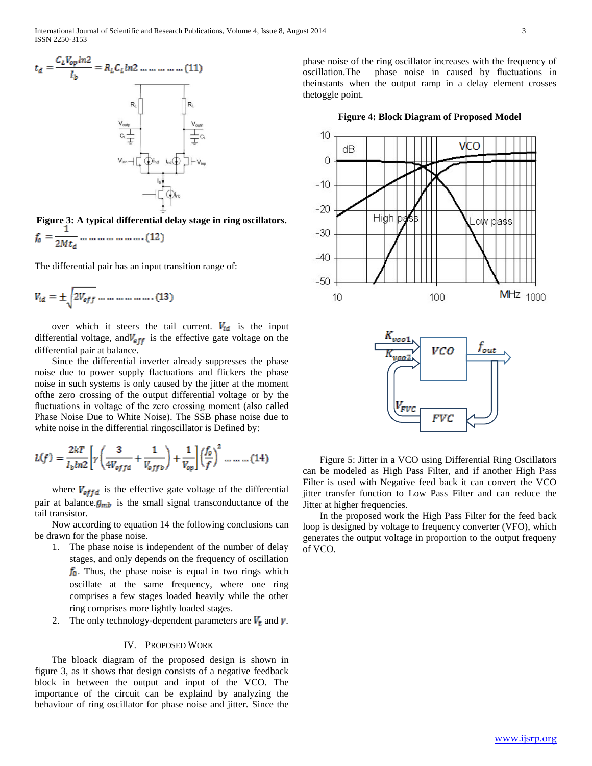$$t_d = \frac{C_L V_{op} \ln 2}{I_b} = R_L C_L \ln 2 \ldots\ldots\ldots\ldots (11)$$

**Figure 3: A typical differential delay stage in ring oscillators.**

$$f_o = \frac{1}{2M t_d} \ldots\ldots\ldots\ldots\ldots\ldots (12)$$

The differential pair has an input transition range of:

$$V_{id} = \pm\sqrt{2V_{eff}} \ldots\ldots\ldots\ldots\ldots\ldots (13)$$

over which it steers the tail current. $V_{id}$ is the input differential voltage, and$V_{eff}$ is the effective gate voltage on the differential pair at balance.

Since the differential inverter already suppresses the phase noise due to power supply flactuations and flickers the phase noise in such systems is only caused by the jitter at the moment ofthe zero crossing of the output differential voltage or by the fluctuations in voltage of the zero crossing moment (also called Phase Noise Due to White Noise). The SSB phase noise due to white noise in the differential ringoscillator is Defined by:

$$L(f) = \frac{2kT}{I_b \ln 2}\left[\gamma\left(\frac{3}{4V_{effd}} + \frac{1}{V_{effb}}\right) + \frac{1}{V_{op}}\right]\left(\frac{f_o}{f}\right)^2 \ldots\ldots\ldots (14)$$

where $V_{effd}$ is the effective gate voltage of the differential pair at balance.$g_{mb}$ is the small signal transconductance of the tail transistor.

Now according to equation 14 the following conclusions can be drawn for the phase noise.

1. The phase noise is independent of the number of delay stages, and only depends on the frequency of oscillation $f_o$. Thus, the phase noise is equal in two rings which oscillate at the same frequency, where one ring comprises a few stages loaded heavily while the other ring comprises more lightly loaded stages.
2. The only technology-dependent parameters are $V_t$ and $\gamma$.

## IV. Proposed Work

The bloack diagram of the proposed design is shown in figure 3, as it shows that design consists of a negative feedback block in between the output and input of the VCO. The importance of the circuit can be explaind by analyzing the behaviour of ring oscillator for phase noise and jitter. Since the phase noise of the ring oscillator increases with the frequency of oscillation.The phase noise in caused by fluctuations in theinstants when the output ramp in a delay element crosses thetoggle point.

**Figure 4: Block Diagram of Proposed Model**

Figure 5: Jitter in a VCO using Differential Ring Oscillators can be modeled as High Pass Filter, and if another High Pass Filter is used with Negative feed back it can convert the VCO jitter transfer function to Low Pass Filter and can reduce the Jitter at higher frequencies.

In the proposed work the High Pass Filter for the feed back loop is designed by voltage to frequency converter (VFO), which generates the output voltage in proportion to the output frequeny of VCO.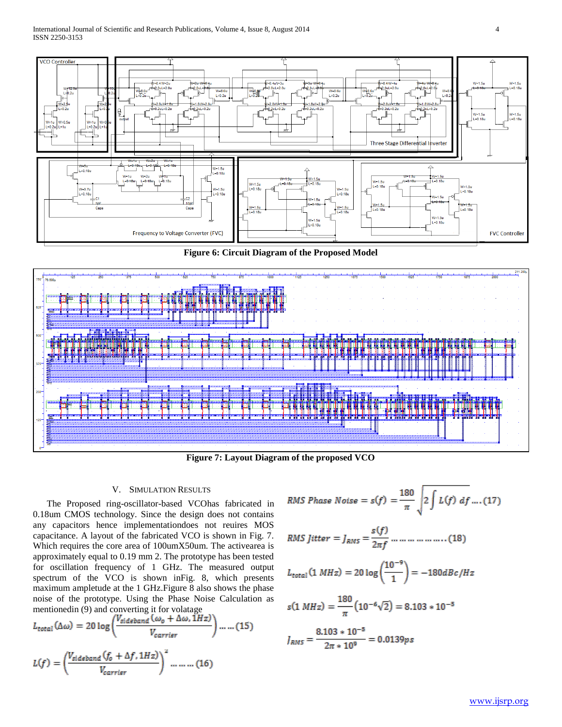**Figure 6: Circuit Diagram of the Proposed Model**

**Figure 7: Layout Diagram of the proposed VCO**

## V. Simulation Results

The Proposed ring-oscillator-based VCOhas fabricated in 0.18um CMOS technology. Since the design does not contains any capacitors hence implementationdoes not reuires MOS capacitance. A layout of the fabricated VCO is shown in Fig. 7. Which requires the core area of 100umX50um. The activearea is approximately equal to 0.19 mm 2. The prototype has been tested for oscillation frequency of 1 GHz. The measured output spectrum of the VCO is shown inFig. 8, which presents maximum ampletude at the 1 GHz.Figure 8 also shows the phase noise of the prototype. Using the Phase Noise Calculation as mentionedin (9) and converting it for volatage

$$L_{total}(\Delta\omega) = 20\log\left(\frac{V_{sideband}(\omega_o + \Delta\omega, 1Hz)}{V_{carrier}}\right) \dots\dots (15)$$

$$L(f) = \left(\frac{V_{sideband}(f_o + \Delta f, 1Hz)}{V_{carrier}}\right)^2 \dots\dots\dots (16)$$

$$RMS\ Phase\ Noise = s(f) = \frac{180}{\pi}\sqrt{2\int L(f)\ df} \dots. (17)$$

$$RMS\ Jitter = J_{RMS} = \frac{s(f)}{2\pi f} \dots\dots\dots\dots\dots\dots. (18)$$

$$L_{total}(1\ MHz) = 20\log\left(\frac{10^{-9}}{1}\right) = -180dBc/Hz$$

$$s(1\ MHz) = \frac{180}{\pi}\left(10^{-6}\sqrt{2}\right) = 8.103 * 10^{-5}$$

$$J_{RMS} = \frac{8.103 * 10^{-5}}{2\pi * 10^{9}} = 0.0139ps$$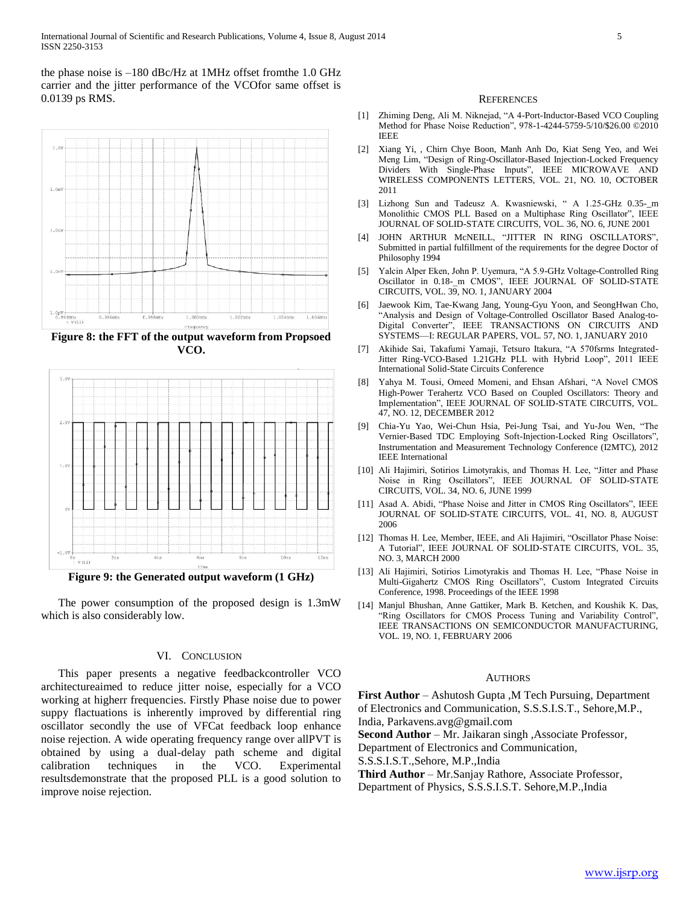the phase noise is –180 dBc/Hz at 1MHz offset fromthe 1.0 GHz carrier and the jitter performance of the VCOfor same offset is 0.0139 ps RMS.

1.0V
1.0mV
1.0uV
1.0nV
1.0pV
0.994GHz
0.996GHz
0.998GHz
1.000GHz
1.002GHz
1.004GHz
1.006GHz
V(11)
Frequency

**Figure 8: the FFT of the output waveform from Propsoed VCO.**

3.0V
2.0V
1.0V
0V
-1.0V
0s
2ns
4ns
6ns
8ns
10ns
12ns
V(11)
Time

**Figure 9: the Generated output waveform (1 GHz)**

The power consumption of the proposed design is 1.3mW which is also considerably low.

## VI. Conclusion

This paper presents a negative feedbackcontroller VCO architectureaimed to reduce jitter noise, especially for a VCO working at higherr frequencies. Firstly Phase noise due to power suppy flactuations is inherently improved by differential ring oscillator secondly the use of VFCat feedback loop enhance noise rejection. A wide operating frequency range over allPVT is obtained by using a dual-delay path scheme and digital calibration techniques in the VCO. Experimental resultsdemonstrate that the proposed PLL is a good solution to improve noise rejection.

## References

[1] Zhiming Deng, Ali M. Niknejad, "A 4-Port-Inductor-Based VCO Coupling Method for Phase Noise Reduction", 978-1-4244-5759-5/10/$26.00 ©2010 IEEE

[2] Xiang Yi, , Chirn Chye Boon, Manh Anh Do, Kiat Seng Yeo, and Wei Meng Lim, "Design of Ring-Oscillator-Based Injection-Locked Frequency Dividers With Single-Phase Inputs", IEEE MICROWAVE AND WIRELESS COMPONENTS LETTERS, VOL. 21, NO. 10, OCTOBER 2011

[3] Lizhong Sun and Tadeusz A. Kwasniewski, " A 1.25-GHz 0.35-_m Monolithic CMOS PLL Based on a Multiphase Ring Oscillator", IEEE JOURNAL OF SOLID-STATE CIRCUITS, VOL. 36, NO. 6, JUNE 2001

[4] JOHN ARTHUR McNEILL, "JITTER IN RING OSCILLATORS", Submitted in partial fulfillment of the requirements for the degree Doctor of Philosophy 1994

[5] Yalcin Alper Eken, John P. Uyemura, "A 5.9-GHz Voltage-Controlled Ring Oscillator in 0.18-_m CMOS", IEEE JOURNAL OF SOLID-STATE CIRCUITS, VOL. 39, NO. 1, JANUARY 2004

[6] Jaewook Kim, Tae-Kwang Jang, Young-Gyu Yoon, and SeongHwan Cho, "Analysis and Design of Voltage-Controlled Oscillator Based Analog-to-Digital Converter", IEEE TRANSACTIONS ON CIRCUITS AND SYSTEMS—I: REGULAR PAPERS, VOL. 57, NO. 1, JANUARY 2010

[7] Akihide Sai, Takafumi Yamaji, Tetsuro Itakura, "A 570fsrms Integrated-Jitter Ring-VCO-Based 1.21GHz PLL with Hybrid Loop", 2011 IEEE International Solid-State Circuits Conference

[8] Yahya M. Tousi, Omeed Momeni, and Ehsan Afshari, "A Novel CMOS High-Power Terahertz VCO Based on Coupled Oscillators: Theory and Implementation", IEEE JOURNAL OF SOLID-STATE CIRCUITS, VOL. 47, NO. 12, DECEMBER 2012

[9] Chia-Yu Yao, Wei-Chun Hsia, Pei-Jung Tsai, and Yu-Jou Wen, "The Vernier-Based TDC Employing Soft-Injection-Locked Ring Oscillators", Instrumentation and Measurement Technology Conference (I2MTC), 2012 IEEE International

[10] Ali Hajimiri, Sotirios Limotyrakis, and Thomas H. Lee, "Jitter and Phase Noise in Ring Oscillators", IEEE JOURNAL OF SOLID-STATE CIRCUITS, VOL. 34, NO. 6, JUNE 1999

[11] Asad A. Abidi, "Phase Noise and Jitter in CMOS Ring Oscillators", IEEE JOURNAL OF SOLID-STATE CIRCUITS, VOL. 41, NO. 8, AUGUST 2006

[12] Thomas H. Lee, Member, IEEE, and Ali Hajimiri, "Oscillator Phase Noise: A Tutorial", IEEE JOURNAL OF SOLID-STATE CIRCUITS, VOL. 35, NO. 3, MARCH 2000

[13] Ali Hajimiri, Sotirios Limotyrakis and Thomas H. Lee, "Phase Noise in Multi-Gigahertz CMOS Ring Oscillators", Custom Integrated Circuits Conference, 1998. Proceedings of the IEEE 1998

[14] Manjul Bhushan, Anne Gattiker, Mark B. Ketchen, and Koushik K. Das, "Ring Oscillators for CMOS Process Tuning and Variability Control", IEEE TRANSACTIONS ON SEMICONDUCTOR MANUFACTURING, VOL. 19, NO. 1, FEBRUARY 2006

## Authors

**First Author** – Ashutosh Gupta ,M Tech Pursuing, Department of Electronics and Communication, S.S.S.I.S.T., Sehore,M.P., India, Parkavens.avg@gmail.com

**Second Author** – Mr. Jaikaran singh ,Associate Professor, Department of Electronics and Communication, S.S.S.I.S.T.,Sehore, M.P.,India

**Third Author** – Mr.Sanjay Rathore, Associate Professor, Department of Physics, S.S.S.I.S.T. Sehore,M.P.,India